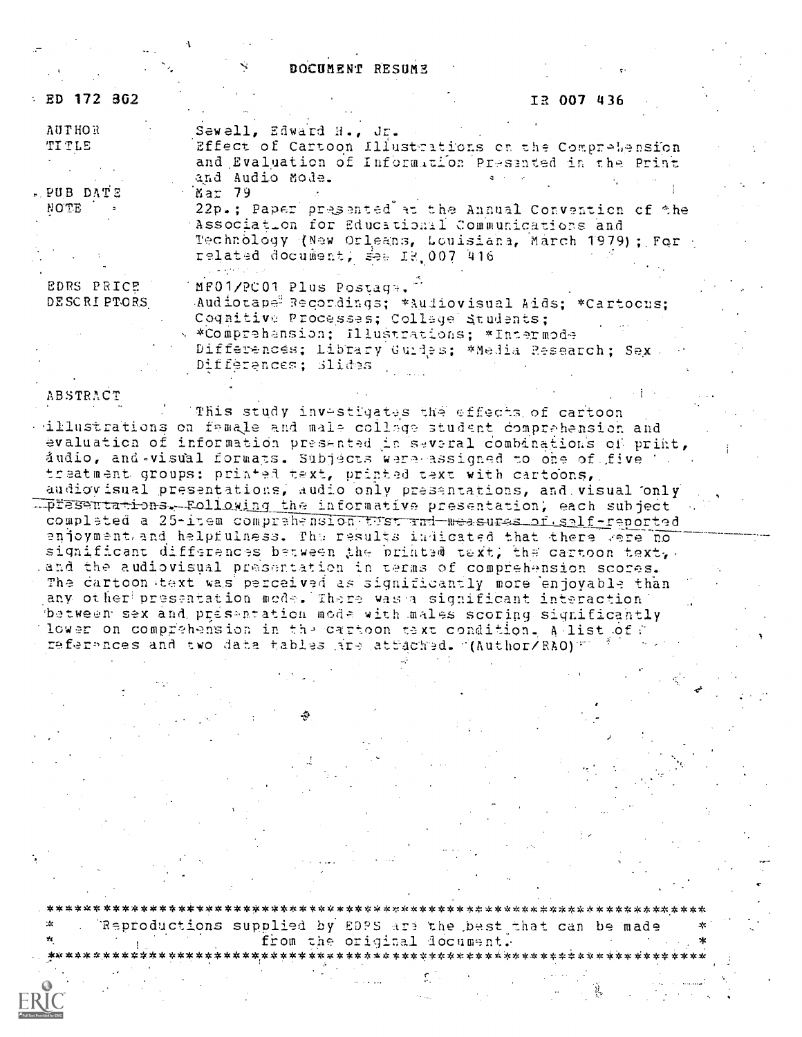# DOCUMENT RESUME

ED 172 802 &emsp;&emsp;&emsp;&emsp;&emsp;&emsp;&emsp;&emsp;&emsp;&emsp;&emsp;&emsp;&emsp;&emsp;&emsp;&emsp; IR 007 436

| | |
|---|---|
| AUTHOR | Sewell, Edward H., Jr. |
| TITLE | Effect of Cartoon Illustrations on the Comprehension and Evaluation of Information Presented in the Print and Audio Mode. |
| PUB DATE | Mar 79 |
| NOTE | 22p.; Paper presented at the Annual Convention of the Association for Educational Communications and Technology (New Orleans, Louisiana, March 1979); For related document, see IR 007 416 |
| EDRS PRICE | MF01/PC01 Plus Postage. |
| DESCRIPTORS | Audiotape Recordings; *Audiovisual Aids; *Cartoons; Cognitive Processes; College Students; *Comprehension; Illustrations; *Intermode Differences; Library Guides; *Media Research; Sex Differences; Slides |

ABSTRACT

This study investigates the effects of cartoon illustrations on female and male college student comprehension and evaluation of information presented in several combinations of print, audio, and visual formats. Subjects were assigned to one of five treatment groups: printed text, printed text with cartoons, audiovisual presentations, audio only presentations, and visual only presentations. Following the informative presentation, each subject completed a 25-item comprehension test and measures of self-reported enjoyment and helpfulness. The results indicated that there were no significant differences between the printed text, the cartoon text, and the audiovisual presentation in terms of comprehension scores. The cartoon text was perceived as significantly more enjoyable than any other presentation mode. There was a significant interaction between sex and presentation mode with males scoring significantly lower on comprehension in the cartoon text condition. A list of references and two data tables are attached. (Author/RAO)

***********************************************************************
\* Reproductions supplied by EDRS are the best that can be made \*
\* from the original document. \*
***********************************************************************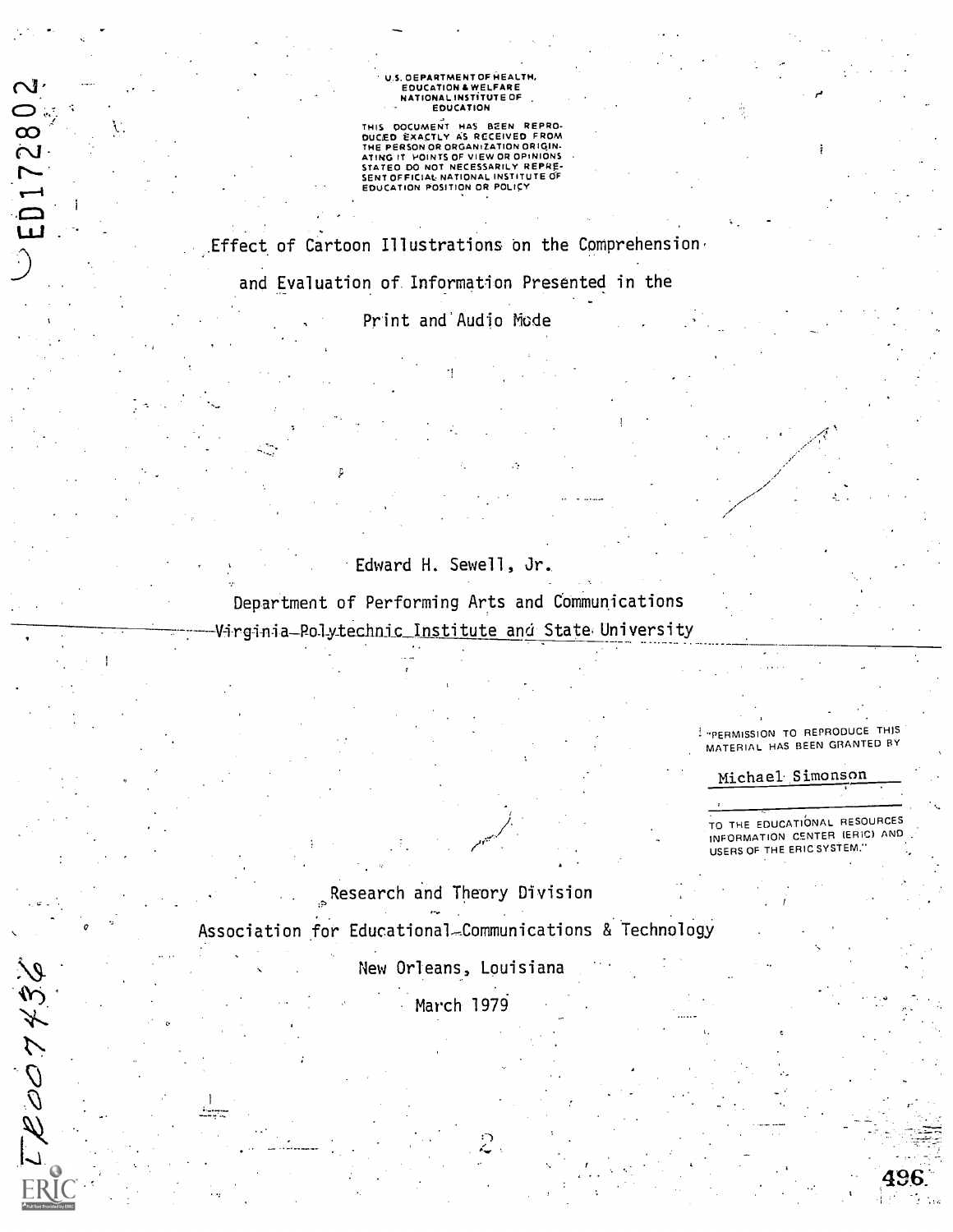U.S. DEPARTMENT OF HEALTH, EDUCATION & WELFARE
NATIONAL INSTITUTE OF EDUCATION

THIS DOCUMENT HAS BEEN REPRODUCED EXACTLY AS RECEIVED FROM THE PERSON OR ORGANIZATION ORIGINATING IT. POINTS OF VIEW OR OPINIONS STATED DO NOT NECESSARILY REPRESENT OFFICIAL NATIONAL INSTITUTE OF EDUCATION POSITION OR POLICY

ED172802

# Effect of Cartoon Illustrations on the Comprehension and Evaluation of Information Presented in the Print and Audio Mode

Edward H. Sewell, Jr.

Department of Performing Arts and Communications

Virginia Polytechnic Institute and State University

"PERMISSION TO REPRODUCE THIS MATERIAL HAS BEEN GRANTED BY

Michael Simonson

TO THE EDUCATIONAL RESOURCES INFORMATION CENTER (ERIC) AND USERS OF THE ERIC SYSTEM."

Research and Theory Division

Association for Educational Communications & Technology

New Orleans, Louisiana

March 1979

IR007436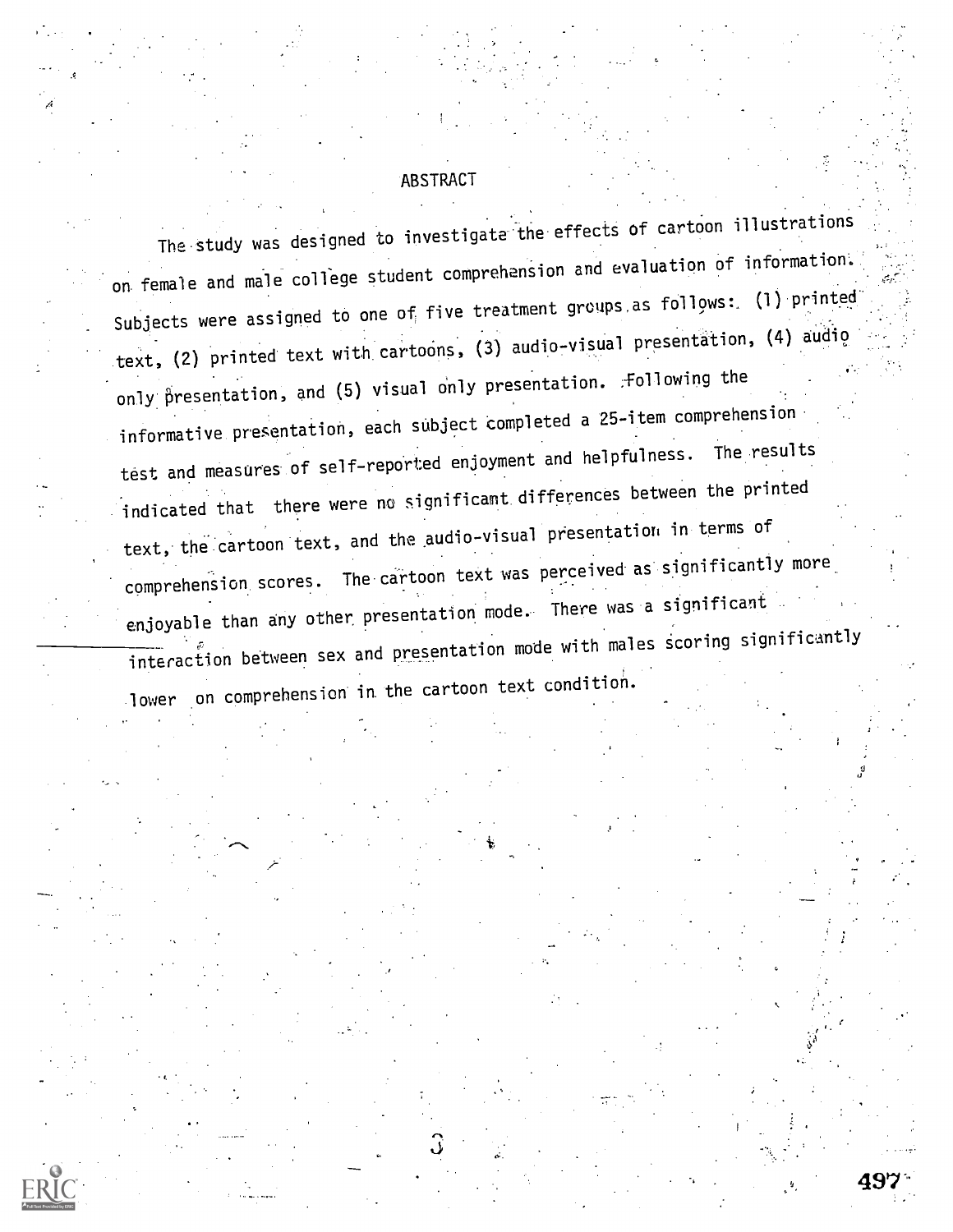# ABSTRACT

The study was designed to investigate the effects of cartoon illustrations on female and male college student comprehension and evaluation of information. Subjects were assigned to one of five treatment groups as follows: (1) printed text, (2) printed text with cartoons, (3) audio-visual presentation, (4) audio only presentation, and (5) visual only presentation. Following the informative presentation, each subject completed a 25-item comprehension test and measures of self-reported enjoyment and helpfulness. The results indicated that there were no significant differences between the printed text, the cartoon text, and the audio-visual presentation in terms of comprehension scores. The cartoon text was perceived as significantly more enjoyable than any other presentation mode. There was a significant interaction between sex and presentation mode with males scoring significantly lower on comprehension in the cartoon text condition.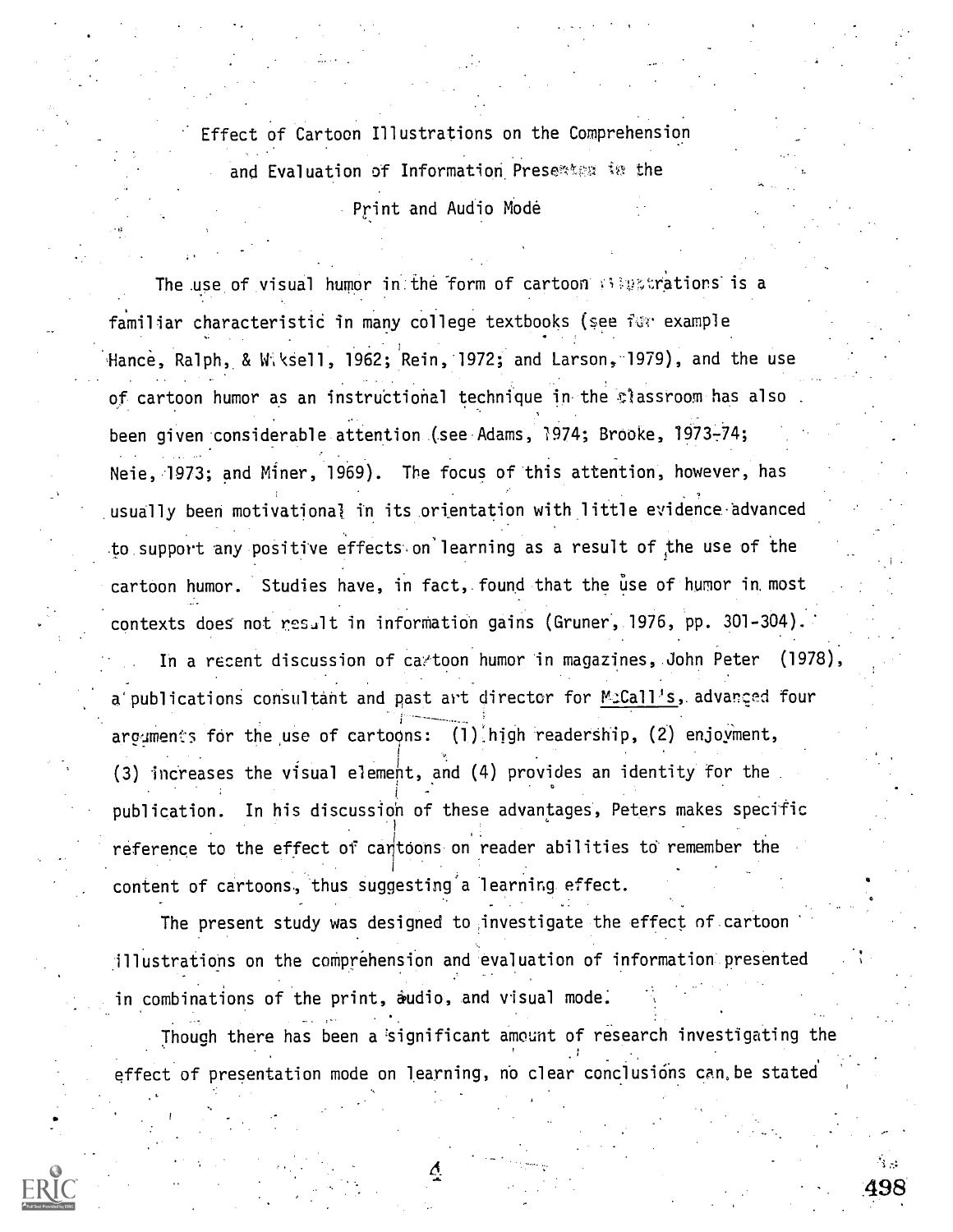# Effect of Cartoon Illustrations on the Comprehension and Evaluation of Information Presented in the Print and Audio Mode

The use of visual humor in the form of cartoon illustrations is a familiar characteristic in many college textbooks (see for example Hance, Ralph, & Wiksell, 1962; Rein, 1972; and Larson, 1979), and the use of cartoon humor as an instructional technique in the classroom has also been given considerable attention (see Adams, 1974; Brooke, 1973-74; Neie, 1973; and Miner, 1969). The focus of this attention, however, has usually been motivational in its orientation with little evidence advanced to support any positive effects on learning as a result of the use of the cartoon humor. Studies have, in fact, found that the use of humor in most contexts does not result in information gains (Gruner, 1976, pp. 301-304).

In a recent discussion of cartoon humor in magazines, John Peter (1978), a publications consultant and past art director for McCall's, advanced four arguments for the use of cartoons: (1) high readership, (2) enjoyment, (3) increases the visual element, and (4) provides an identity for the publication. In his discussion of these advantages, Peters makes specific reference to the effect of cartoons on reader abilities to remember the content of cartoons, thus suggesting a learning effect.

The present study was designed to investigate the effect of cartoon illustrations on the comprehension and evaluation of information presented in combinations of the print, audio, and visual mode.

Though there has been a significant amount of research investigating the effect of presentation mode on learning, no clear conclusions can be stated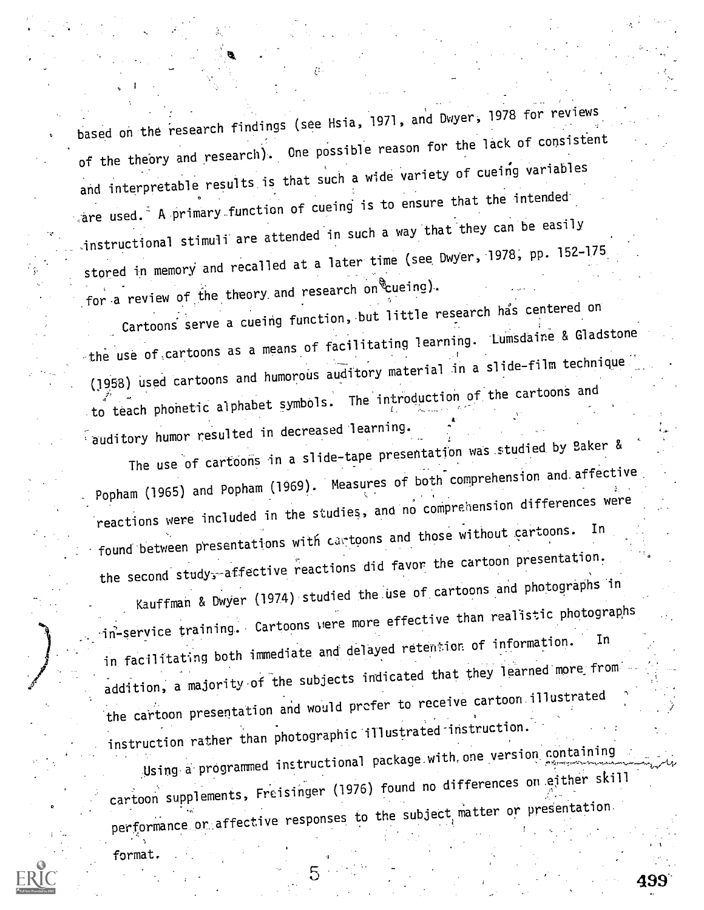based on the research findings (see Hsia, 1971, and Dwyer, 1978 for reviews of the theory and research). One possible reason for the lack of consistent and interpretable results is that such a wide variety of cueing variables are used. A primary function of cueing is to ensure that the intended instructional stimuli are attended in such a way that they can be easily stored in memory and recalled at a later time (see Dwyer, 1978, pp. 152-175 for a review of the theory and research on cueing).

Cartoons serve a cueing function, but little research has centered on the use of cartoons as a means of facilitating learning. Lumsdaine & Gladstone (1958) used cartoons and humorous auditory material in a slide-film technique to teach phonetic alphabet symbols. The introduction of the cartoons and auditory humor resulted in decreased learning.

The use of cartoons in a slide-tape presentation was studied by Baker & Popham (1965) and Popham (1969). Measures of both comprehension and affective reactions were included in the studies, and no comprehension differences were found between presentations with cartoons and those without cartoons. In the second study, affective reactions did favor the cartoon presentation.

Kauffman & Dwyer (1974) studied the use of cartoons and photographs in in-service training. Cartoons were more effective than realistic photographs in facilitating both immediate and delayed retention of information. In addition, a majority of the subjects indicated that they learned more from the cartoon presentation and would prefer to receive cartoon illustrated instruction rather than photographic illustrated instruction.

Using a programmed instructional package with one version containing cartoon supplements, Freisinger (1976) found no differences on either skill performance or affective responses to the subject matter or presentation format.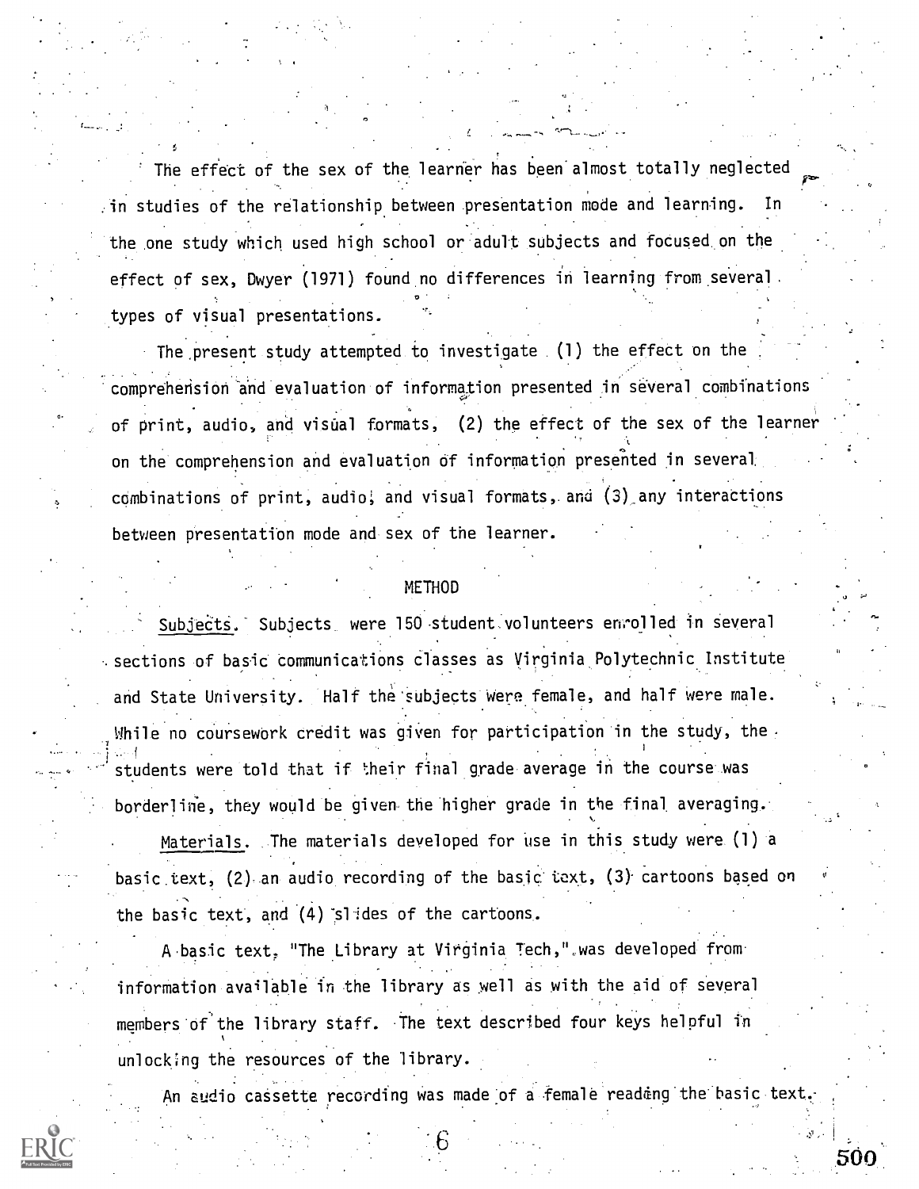The effect of the sex of the learner has been almost totally neglected in studies of the relationship between presentation mode and learning. In the one study which used high school or adult subjects and focused on the effect of sex, Dwyer (1971) found no differences in learning from several types of visual presentations.

The present study attempted to investigate (1) the effect on the comprehension and evaluation of information presented in several combinations of print, audio, and visual formats, (2) the effect of the sex of the learner on the comprehension and evaluation of information presented in several combinations of print, audio, and visual formats, and (3) any interactions between presentation mode and sex of the learner.

## METHOD

Subjects. Subjects were 150 student volunteers enrolled in several sections of basic communications classes as Virginia Polytechnic Institute and State University. Half the subjects were female, and half were male. While no coursework credit was given for participation in the study, the students were told that if their final grade average in the course was borderline, they would be given the higher grade in the final averaging.

Materials. The materials developed for use in this study were (1) a basic text, (2) an audio recording of the basic text, (3) cartoons based on the basic text, and (4) slides of the cartoons.

A basic text, "The Library at Virginia Tech," was developed from information available in the library as well as with the aid of several members of the library staff. The text described four keys helpful in unlocking the resources of the library.

An audio cassette recording was made of a female reading the basic text.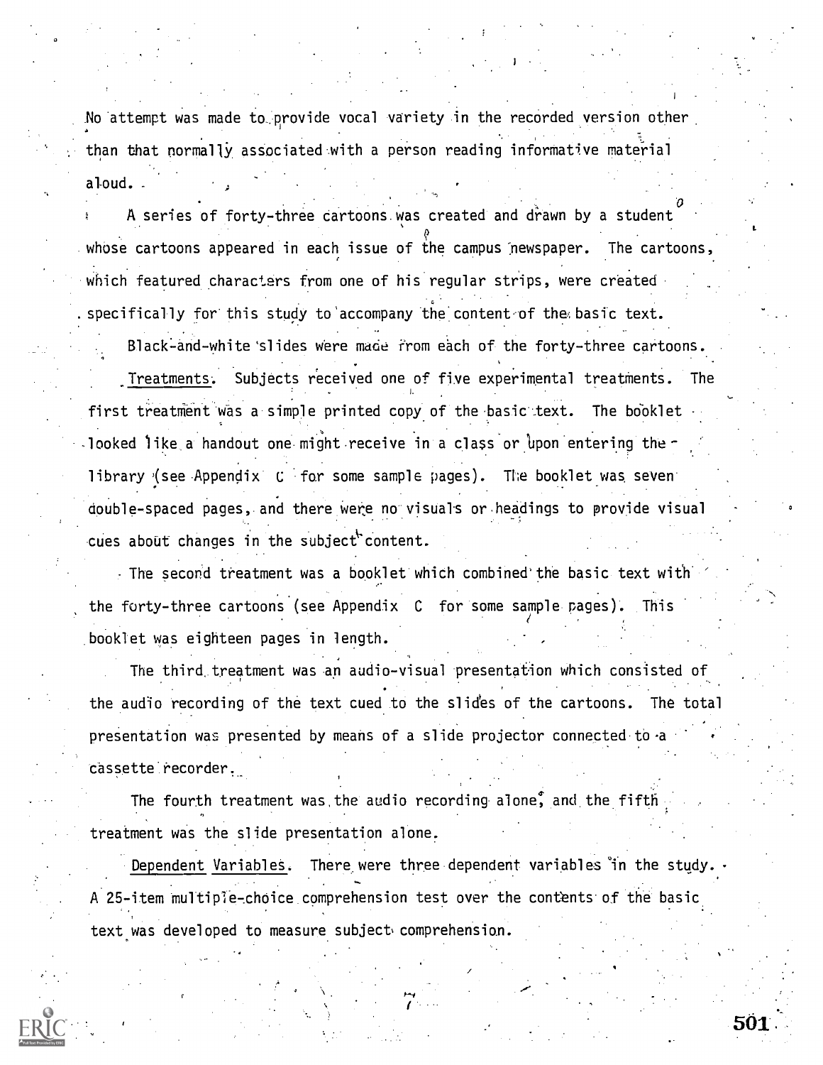No attempt was made to provide vocal variety in the recorded version other than that normally associated with a person reading informative material aloud.

A series of forty-three cartoons was created and drawn by a student whose cartoons appeared in each issue of the campus newspaper. The cartoons, which featured characters from one of his regular strips, were created specifically for this study to accompany the content of the basic text.

Black-and-white slides were made from each of the forty-three cartoons.

Treatments. Subjects received one of five experimental treatments. The first treatment was a simple printed copy of the basic text. The booklet looked like a handout one might receive in a class or upon entering the library (see Appendix C for some sample pages). The booklet was seven double-spaced pages, and there were no visuals or headings to provide visual cues about changes in the subject content.

The second treatment was a booklet which combined the basic text with the forty-three cartoons (see Appendix C for some sample pages). This booklet was eighteen pages in length.

The third treatment was an audio-visual presentation which consisted of the audio recording of the text cued to the slides of the cartoons. The total presentation was presented by means of a slide projector connected to a cassette recorder.

The fourth treatment was the audio recording alone, and the fifth treatment was the slide presentation alone.

Dependent Variables. There were three dependent variables in the study. A 25-item multiple-choice comprehension test over the contents of the basic text was developed to measure subject comprehension.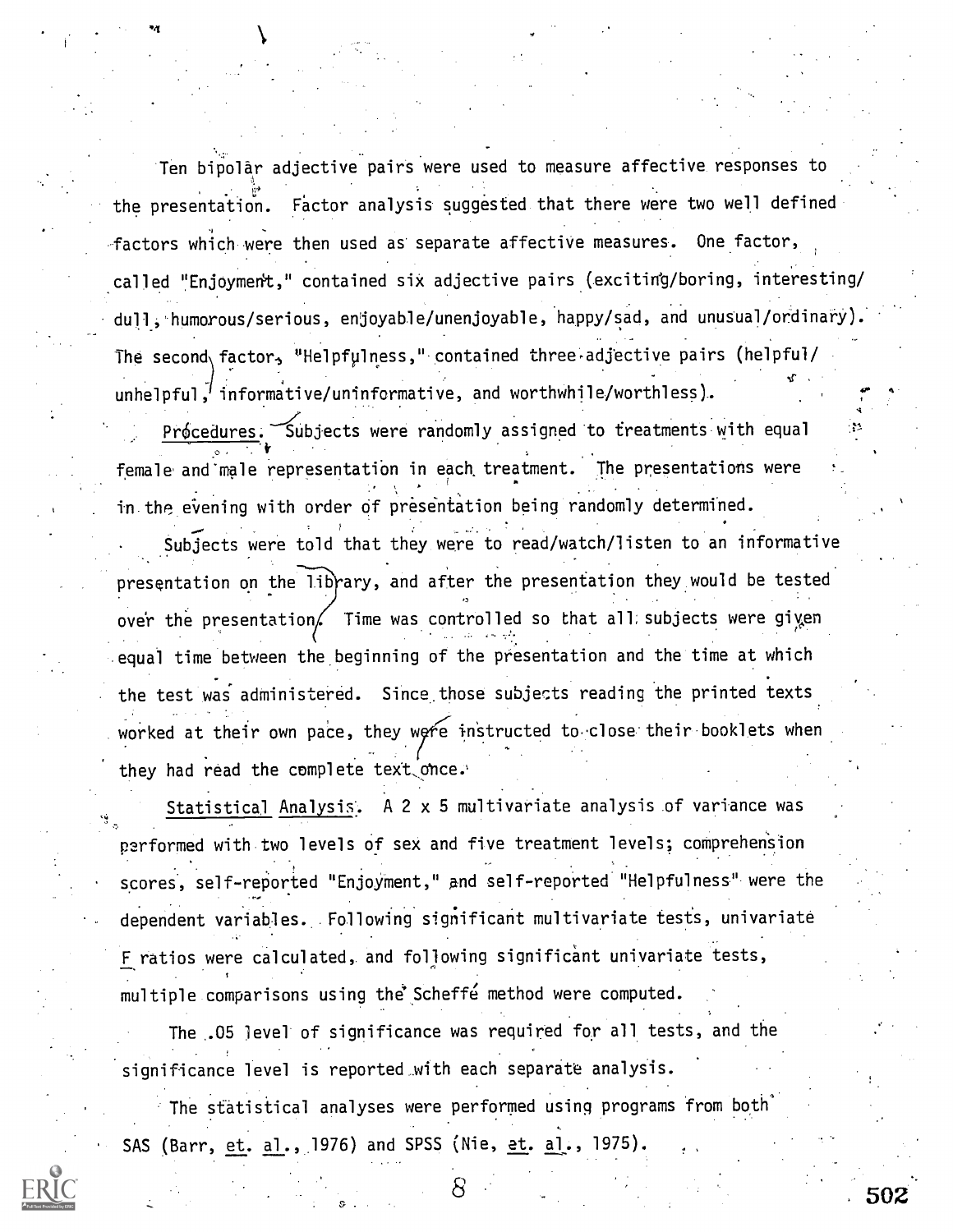Ten bipolar adjective pairs were used to measure affective responses to the presentation. Factor analysis suggested that there were two well defined factors which were then used as separate affective measures. One factor, called "Enjoyment," contained six adjective pairs (exciting/boring, interesting/dull, humorous/serious, enjoyable/unenjoyable, happy/sad, and unusual/ordinary). The second factor, "Helpfulness," contained three adjective pairs (helpful/unhelpful, informative/uninformative, and worthwhile/worthless).

Procedures. Subjects were randomly assigned to treatments with equal female and male representation in each treatment. The presentations were in the evening with order of presentation being randomly determined.

Subjects were told that they were to read/watch/listen to an informative presentation on the library, and after the presentation they would be tested over the presentation. Time was controlled so that all subjects were given equal time between the beginning of the presentation and the time at which the test was administered. Since those subjects reading the printed texts worked at their own pace, they were instructed to close their booklets when they had read the complete text once.

Statistical Analysis. A 2 x 5 multivariate analysis of variance was performed with two levels of sex and five treatment levels; comprehension scores, self-reported "Enjoyment," and self-reported "Helpfulness" were the dependent variables. Following significant multivariate tests, univariate $F$ ratios were calculated, and following significant univariate tests, multiple comparisons using the Scheffé method were computed.

The .05 level of significance was required for all tests, and the significance level is reported with each separate analysis.

The statistical analyses were performed using programs from both SAS (Barr, et. al., 1976) and SPSS (Nie, et. al., 1975).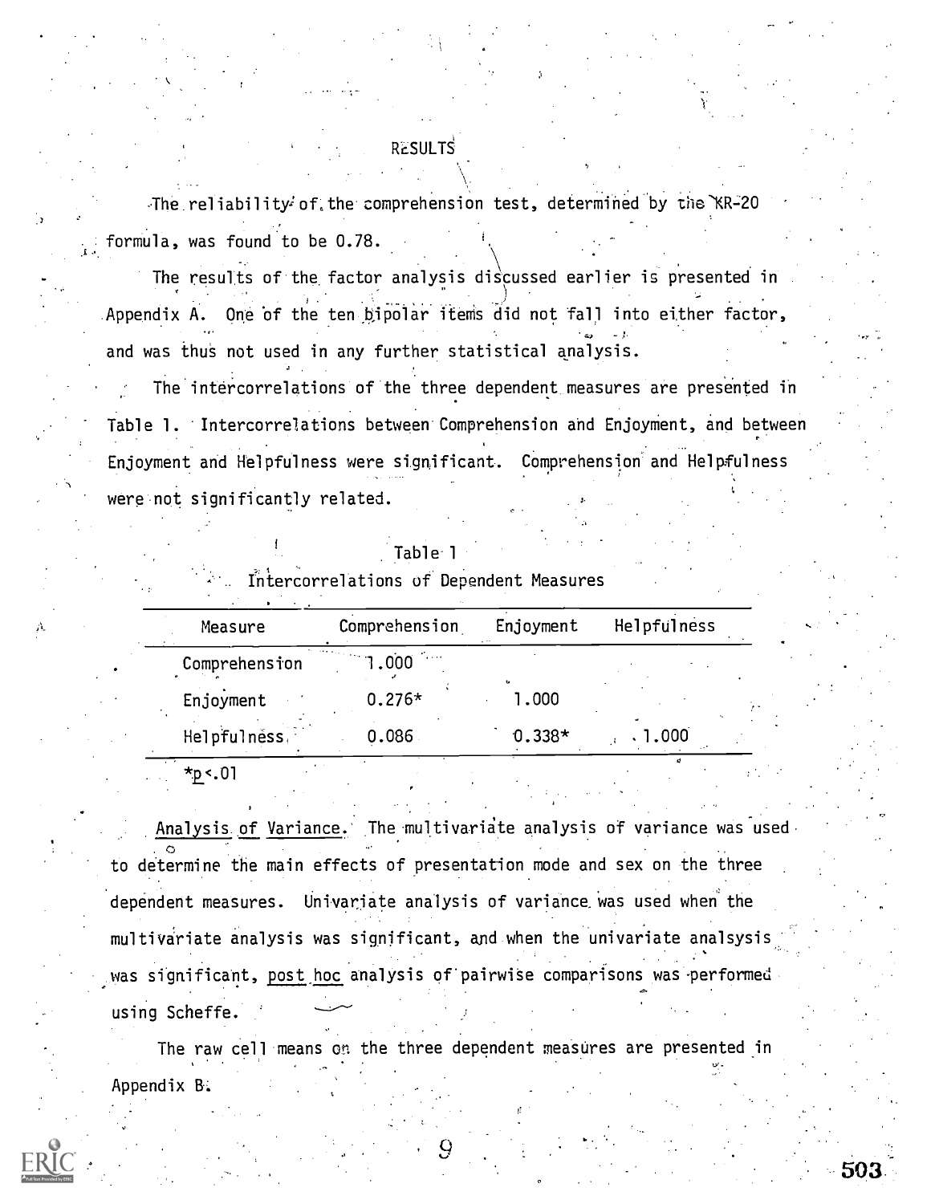## RESULTS

The reliability of the comprehension test, determined by the KR-20 formula, was found to be 0.78.

The results of the factor analysis discussed earlier is presented in Appendix A. One of the ten bipolar items did not fall into either factor, and was thus not used in any further statistical analysis.

The intercorrelations of the three dependent measures are presented in Table 1. Intercorrelations between Comprehension and Enjoyment, and between Enjoyment and Helpfulness were significant. Comprehension and Helpfulness were not significantly related.

Table 1

Intercorrelations of Dependent Measures

| Measure | Comprehension | Enjoyment | Helpfulness |
|---|---|---|---|
| Comprehension | 1.000 | | |
| Enjoyment | 0.276* | 1.000 | |
| Helpfulness | 0.086 | 0.338* | 1.000 |

*$p < .01$

Analysis of Variance. The multivariate analysis of variance was used to determine the main effects of presentation mode and sex on the three dependent measures. Univariate analysis of variance was used when the multivariate analysis was significant, and when the univariate analsysis was significant, *post hoc* analysis of pairwise comparisons was performed using Scheffe.

The raw cell means on the three dependent measures are presented in Appendix B.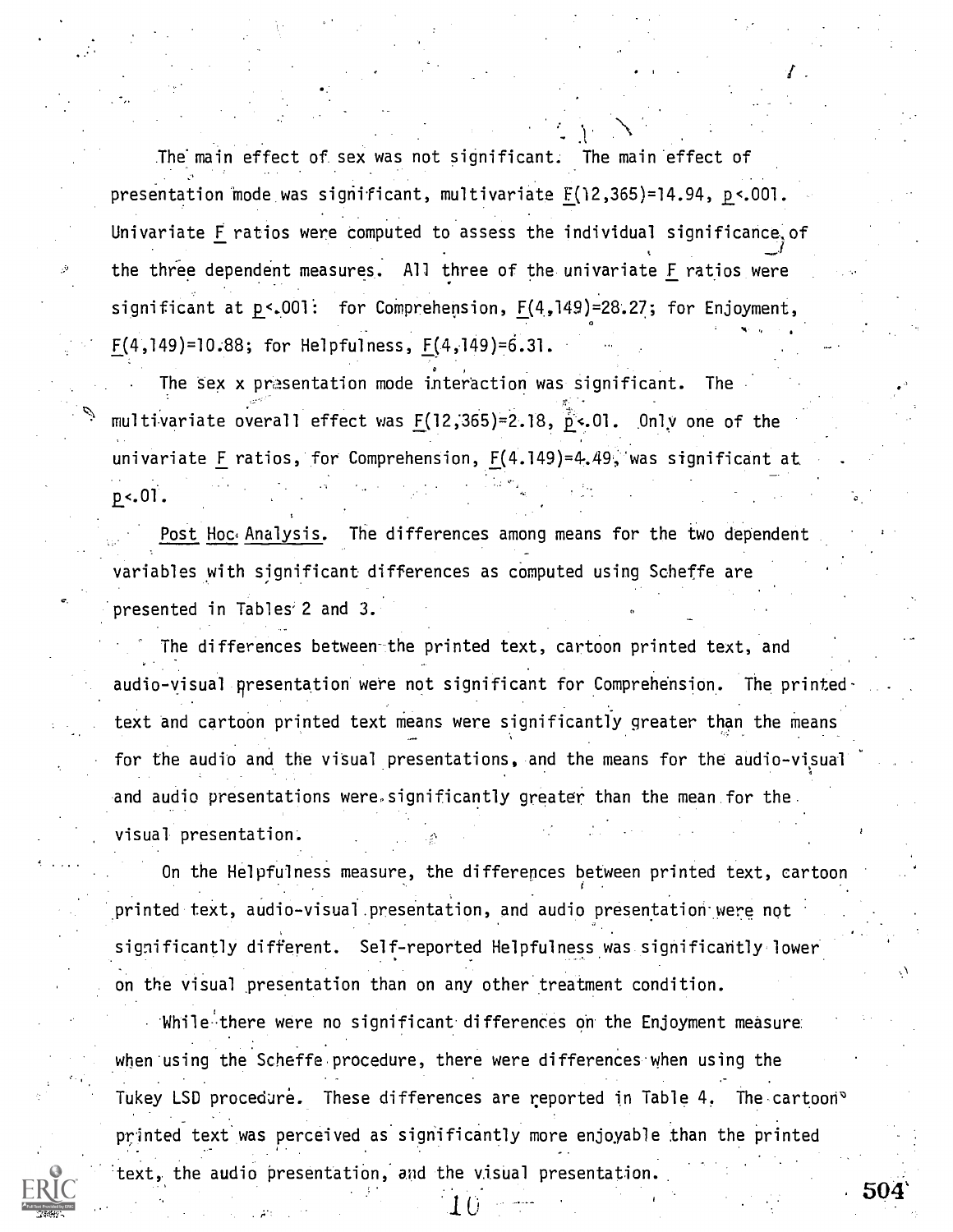The main effect of sex was not significant. The main effect of presentation mode was significant, multivariate $F(12,365)=14.94$, $p<.001$. Univariate $F$ ratios were computed to assess the individual significance of the three dependent measures. All three of the univariate $F$ ratios were significant at $p<.001$: for Comprehension, $F(4,149)=28.27$; for Enjoyment, $F(4,149)=10.88$; for Helpfulness, $F(4,149)=6.31$.

The sex x presentation mode interaction was significant. The multivariate overall effect was $F(12,365)=2.18$, $p<.01$. Only one of the univariate $F$ ratios, for Comprehension, $F(4.149)=4.49$, was significant at $p<.01$.

Post Hoc Analysis. The differences among means for the two dependent variables with significant differences as computed using Scheffe are presented in Tables 2 and 3.

The differences between the printed text, cartoon printed text, and audio-visual presentation were not significant for Comprehension. The printed text and cartoon printed text means were significantly greater than the means for the audio and the visual presentations, and the means for the audio-visual and audio presentations were significantly greater than the mean for the visual presentation.

On the Helpfulness measure, the differences between printed text, cartoon printed text, audio-visual presentation, and audio presentation were not significantly different. Self-reported Helpfulness was significantly lower on the visual presentation than on any other treatment condition.

While there were no significant differences on the Enjoyment measure when using the Scheffe procedure, there were differences when using the Tukey LSD procedure. These differences are reported in Table 4. The cartoon printed text was perceived as significantly more enjoyable than the printed text, the audio presentation, and the visual presentation.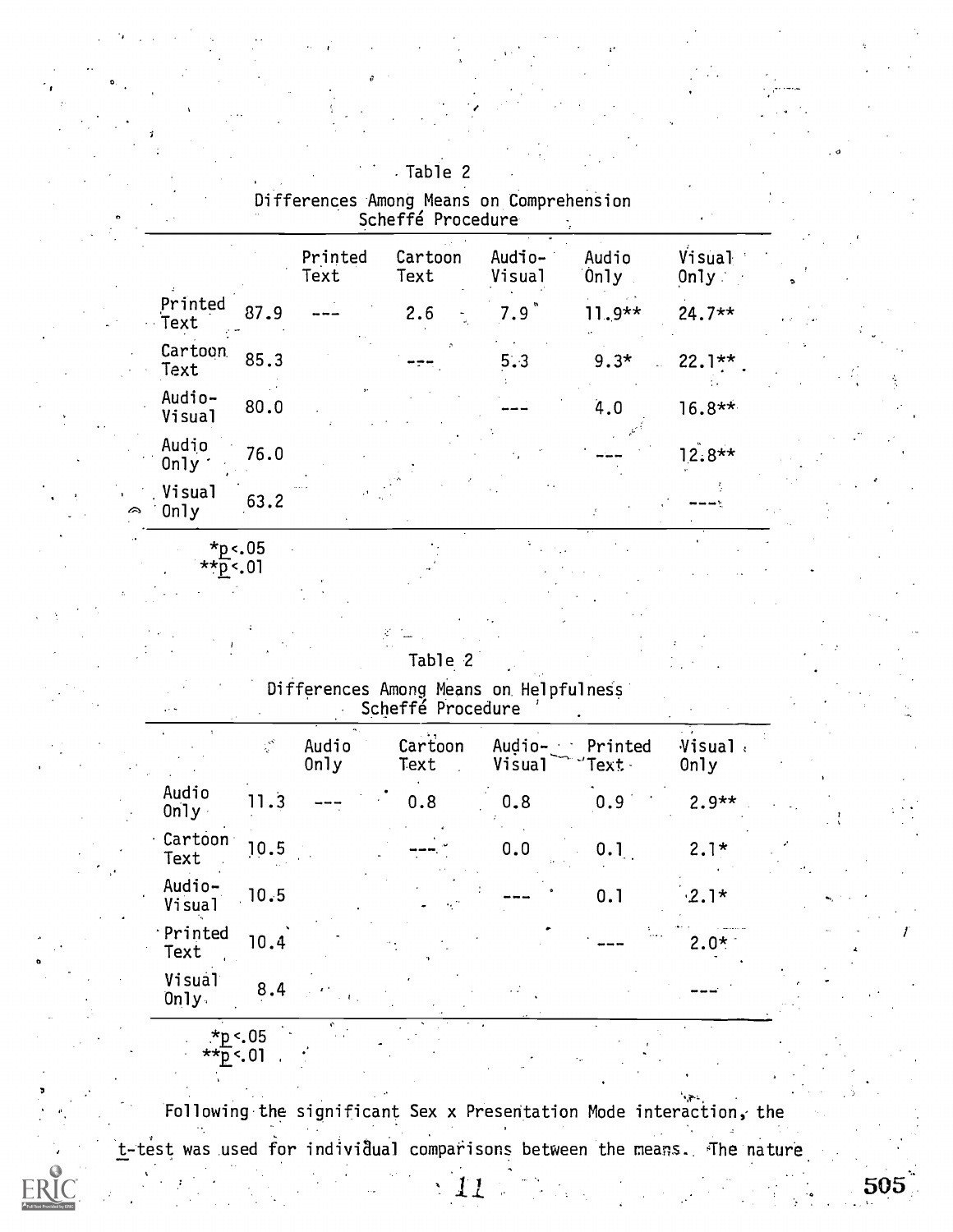Table 2

Differences Among Means on Comprehension
Scheffé Procedure

| | | Printed Text | Cartoon Text | Audio-Visual | Audio Only | Visual Only |
|---|---|---|---|---|---|---|
| Printed Text | 87.9 | --- | 2.6 | 7.9 | 11.9** | 24.7** |
| Cartoon Text | 85.3 | | --- | 5.3 | 9.3* | 22.1** |
| Audio-Visual | 80.0 | | | --- | 4.0 | 16.8** |
| Audio Only | 76.0 | | | | --- | 12.8** |
| Visual Only | 63.2 | | | | | --- |

*$p < .05$
**$p < .01$

Table 2

Differences Among Means on Helpfulness
Scheffé Procedure

| | | Audio Only | Cartoon Text | Audio-Visual | Printed Text | Visual Only |
|---|---|---|---|---|---|---|
| Audio Only | 11.3 | --- | 0.8 | 0.8 | 0.9 | 2.9** |
| Cartoon Text | 10.5 | | --- | 0.0 | 0.1 | 2.1* |
| Audio-Visual | 10.5 | | | --- | 0.1 | 2.1* |
| Printed Text | 10.4 | | | | --- | 2.0* |
| Visual Only | 8.4 | | | | | --- |

*$p < .05$
**$p < .01$

Following the significant Sex x Presentation Mode interaction, the *t*-test was used for individual comparisons between the means. The nature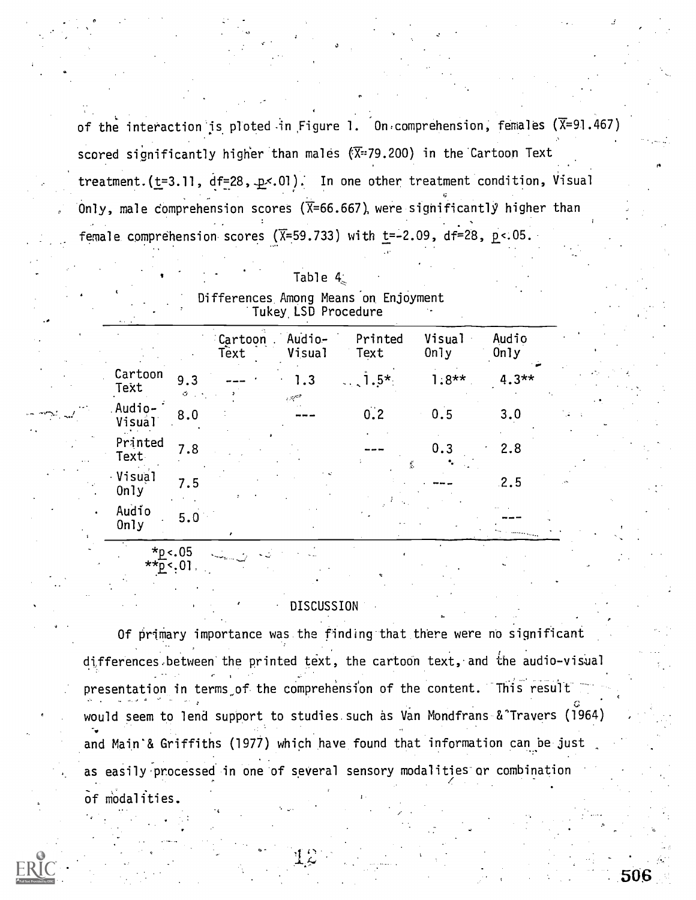of the interaction is ploted in Figure 1. On comprehension, females ($\overline{X}$=91.467) scored significantly higher than males ($\overline{X}$=79.200) in the Cartoon Text treatment. ($t$=3.11, $df$=28, $p$<.01). In one other treatment condition, Visual Only, male comprehension scores ($\overline{X}$=66.667), were significantly higher than female comprehension scores ($\overline{X}$=59.733) with $t$=-2.09, df=28, $p$<.05.

Table 4

Differences Among Means on Enjoyment
Tukey LSD Procedure

| | | Cartoon Text | Audio-Visual | Printed Text | Visual Only | Audio Only |
|---|---|---|---|---|---|---|
| Cartoon Text | 9.3 | --- | 1.3 | 1.5* | 1.8** | 4.3** |
| Audio-Visual | 8.0 | | --- | 0.2 | 0.5 | 3.0 |
| Printed Text | 7.8 | | | --- | 0.3 | 2.8 |
| Visual Only | 7.5 | | | | --- | 2.5 |
| Audio Only | 5.0 | | | | | --- |

*$p$<.05
**$p$<.01

DISCUSSION

Of primary importance was the finding that there were no significant differences between the printed text, the cartoon text, and the audio-visual presentation in terms of the comprehension of the content. This result would seem to lend support to studies such as Van Mondfrans & Travers (1964) and Main & Griffiths (1977) which have found that information can be just as easily processed in one of several sensory modalities or combination of modalities.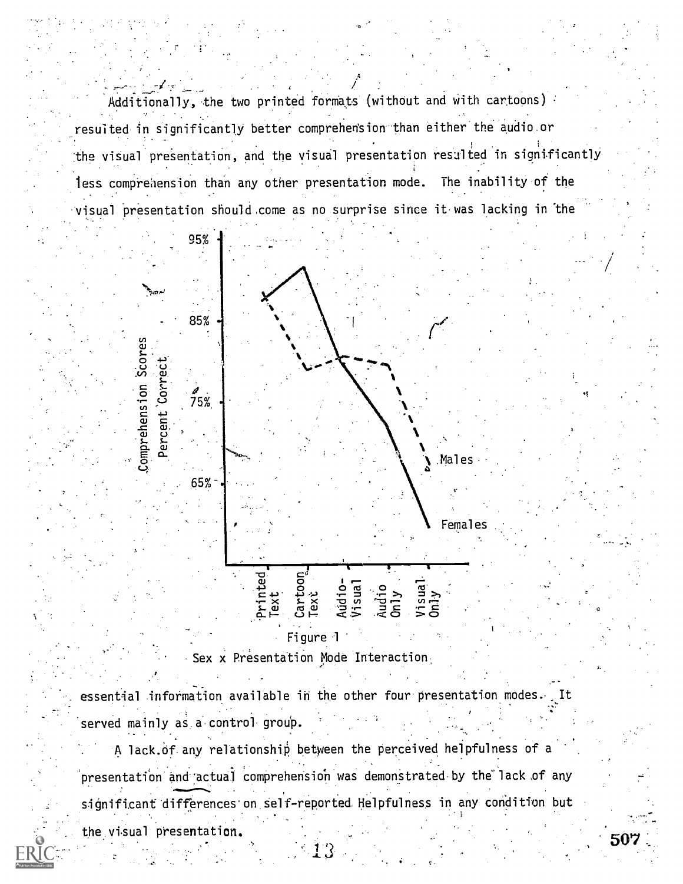Additionally, the two printed formats (without and with cartoons) resulted in significantly better comprehension than either the audio or the visual presentation, and the visual presentation resulted in significantly less comprehension than any other presentation mode. The inability of the visual presentation should come as no surprise since it was lacking in the essential information available in the other four presentation modes. It served mainly as a control group.

Figure 1

Sex x Presentation Mode Interaction

A lack of any relationship between the perceived helpfulness of a presentation and actual comprehension was demonstrated by the lack of any significant differences on self-reported Helpfulness in any condition but the visual presentation.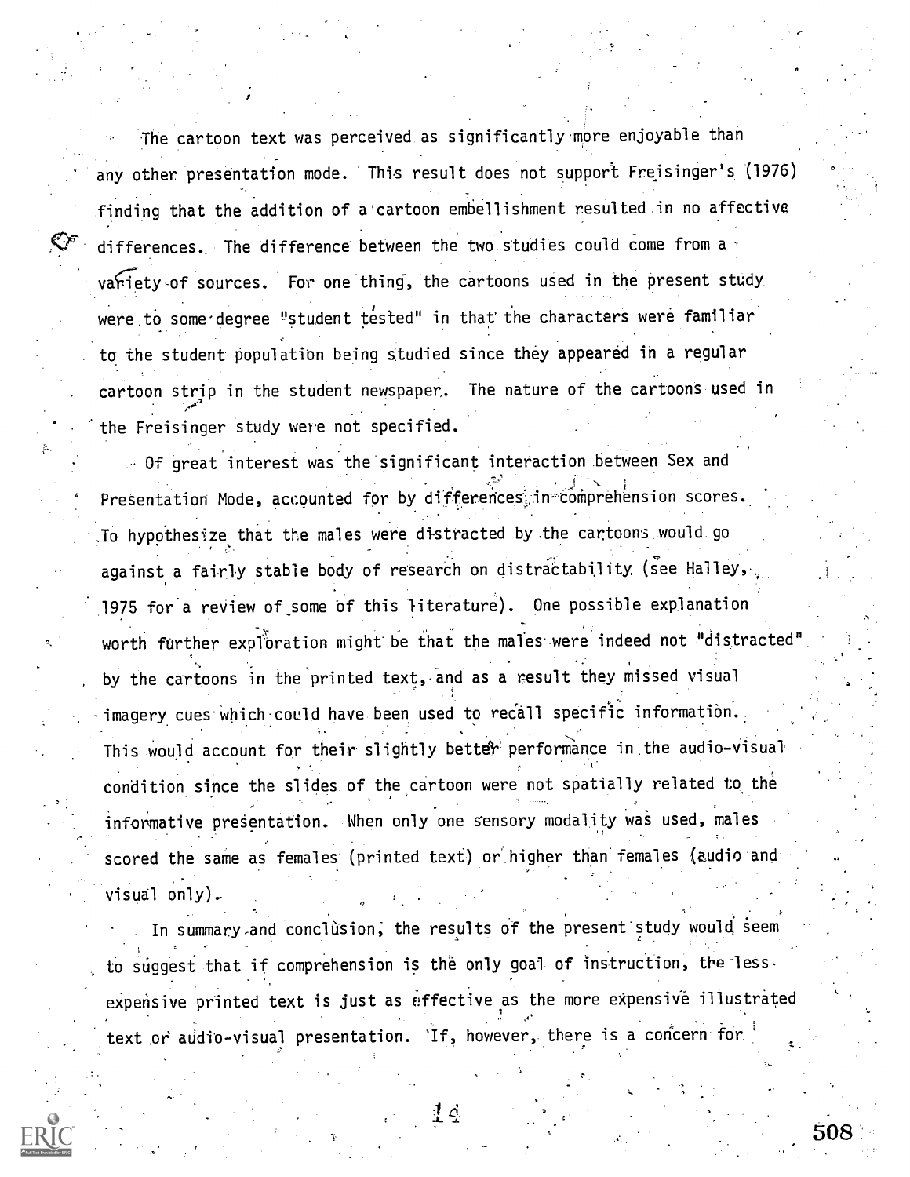The cartoon text was perceived as significantly more enjoyable than any other presentation mode. This result does not support Freisinger's (1976) finding that the addition of a cartoon embellishment resulted in no affective differences. The difference between the two studies could come from a variety of sources. For one thing, the cartoons used in the present study were to some degree "student tested" in that the characters were familiar to the student population being studied since they appeared in a regular cartoon strip in the student newspaper. The nature of the cartoons used in the Freisinger study were not specified.

Of great interest was the significant interaction between Sex and Presentation Mode, accounted for by differences in comprehension scores. To hypothesize that the males were distracted by the cartoons would go against a fairly stable body of research on distractability (see Halley, 1975 for a review of some of this literature). One possible explanation worth further exploration might be that the males were indeed not "distracted" by the cartoons in the printed text, and as a result they missed visual imagery cues which could have been used to recall specific information. This would account for their slightly better performance in the audio-visual condition since the slides of the cartoon were not spatially related to the informative presentation. When only one sensory modality was used, males scored the same as females (printed text) or higher than females (audio and visual only).

In summary and conclusion, the results of the present study would seem to suggest that if comprehension is the only goal of instruction, the less expensive printed text is just as effective as the more expensive illustrated text or audio-visual presentation. If, however, there is a concern for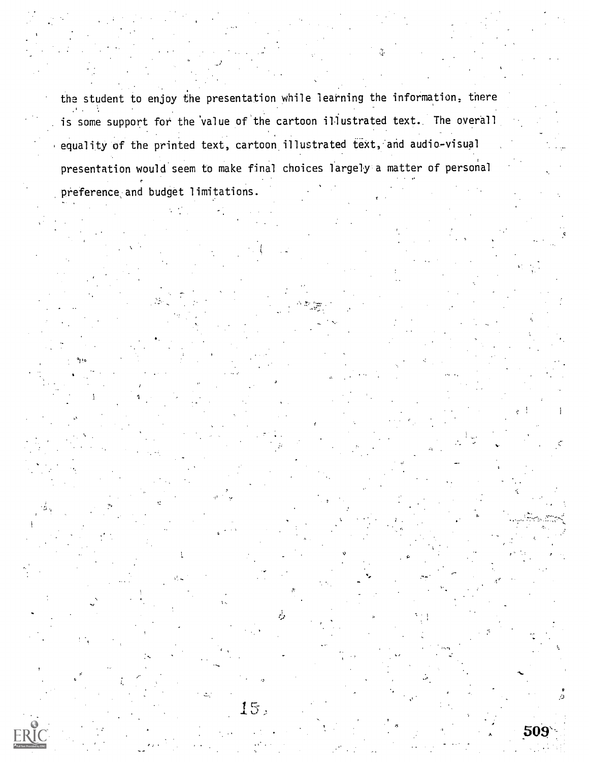the student to enjoy the presentation while learning the information, there is some support for the value of the cartoon illustrated text. The overall equality of the printed text, cartoon illustrated text, and audio-visual presentation would seem to make final choices largely a matter of personal preference and budget limitations.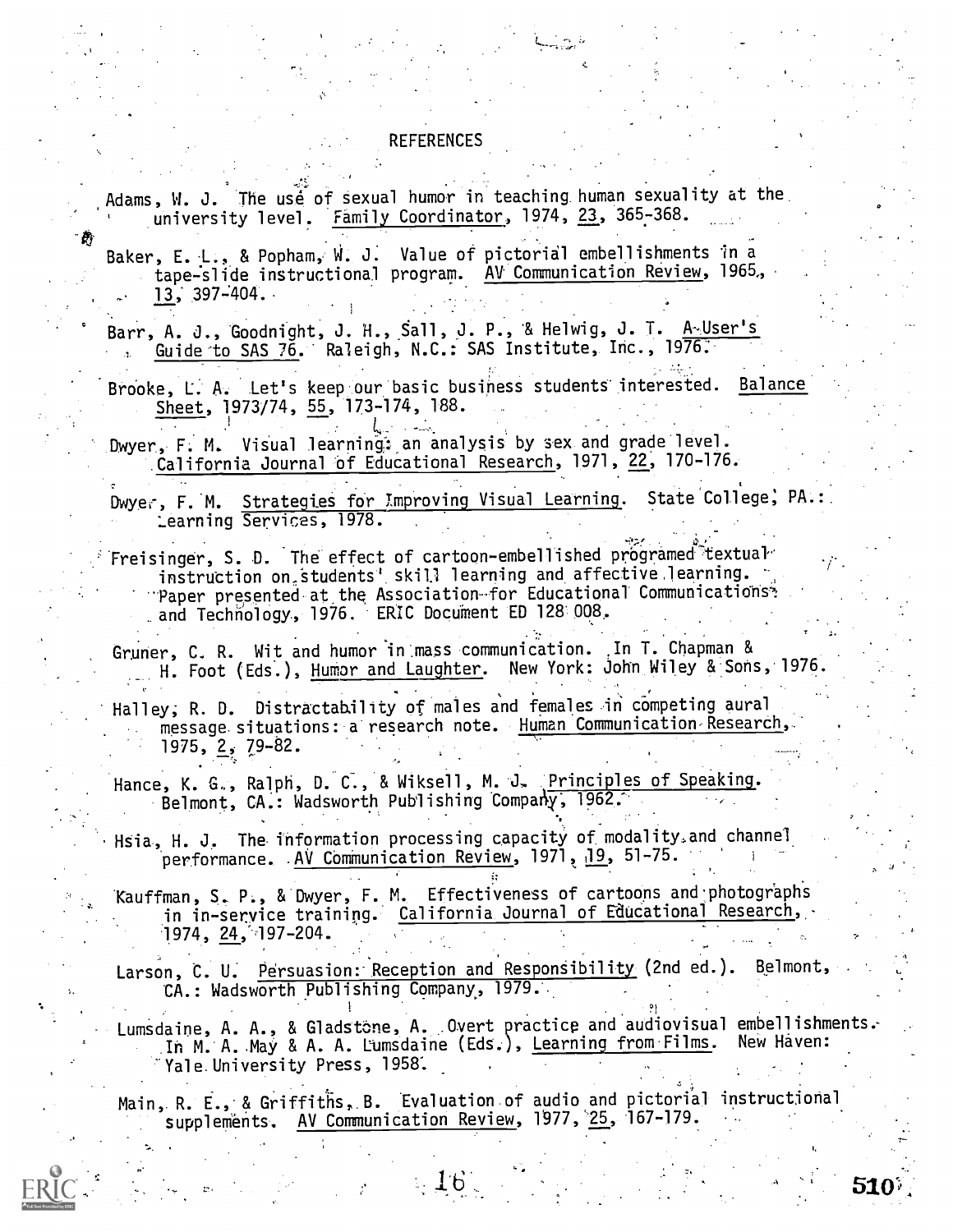## REFERENCES

Adams, W. J. The use of sexual humor in teaching human sexuality at the university level. Family Coordinator, 1974, 23, 365-368.

Baker, E. L., & Popham, W. J. Value of pictorial embellishments in a tape-slide instructional program. AV Communication Review, 1965, 13, 397-404.

Barr, A. J., Goodnight, J. H., Sall, J. P., & Helwig, J. T. A User's Guide to SAS 76. Raleigh, N.C.: SAS Institute, Inc., 1976.

Brooke, L. A. Let's keep our basic business students interested. Balance Sheet, 1973/74, 55, 173-174, 188.

Dwyer, F. M. Visual learning: an analysis by sex and grade level. California Journal of Educational Research, 1971, 22, 170-176.

Dwyer, F. M. Strategies for Improving Visual Learning. State College, PA.: Learning Services, 1978.

Freisinger, S. D. The effect of cartoon-embellished programed textual instruction on students' skill learning and affective learning. Paper presented at the Association for Educational Communications and Technology, 1976. ERIC Document ED 128 008.

Gruner, C. R. Wit and humor in mass communication. In T. Chapman & H. Foot (Eds.), Humor and Laughter. New York: John Wiley & Sons, 1976.

Halley, R. D. Distractability of males and females in competing aural message situations: a research note. Human Communication Research, 1975, 2, 79-82.

Hance, K. G., Ralph, D. C., & Wiksell, M. J. Principles of Speaking. Belmont, CA.: Wadsworth Publishing Company, 1962.

Hsia, H. J. The information processing capacity of modality and channel performance. AV Communication Review, 1971, 19, 51-75.

Kauffman, S. P., & Dwyer, F. M. Effectiveness of cartoons and photographs in in-service training. California Journal of Educational Research, 1974, 24, 197-204.

Larson, C. U. Persuasion: Reception and Responsibility (2nd ed.). Belmont, CA.: Wadsworth Publishing Company, 1979.

Lumsdaine, A. A., & Gladstone, A. Overt practice and audiovisual embellishments. In M. A. May & A. A. Lumsdaine (Eds.), Learning from Films. New Haven: Yale University Press, 1958.

Main, R. E., & Griffiths, B. Evaluation of audio and pictorial instructional supplements. AV Communication Review, 1977, 25, 167-179.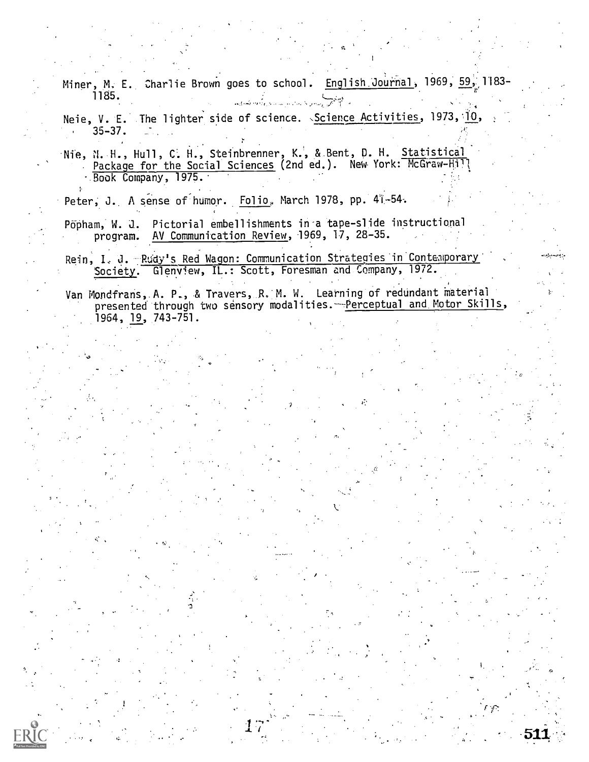Miner, M. E. Charlie Brown goes to school. English Journal, 1969, 59, 1183-1185.

Neie, V. E. The lighter side of science. Science Activities, 1973, 10, 35-37.

Nie, N. H., Hull, C. H., Steinbrenner, K., & Bent, D. H. Statistical Package for the Social Sciences (2nd ed.). New York: McGraw-Hill Book Company, 1975.

Peter, J. A sense of humor. Folio, March 1978, pp. 41-54.

Popham, W. J. Pictorial embellishments in a tape-slide instructional program. AV Communication Review, 1969, 17, 28-35.

Rein, I. J. Rudy's Red Wagon: Communication Strategies in Contemporary Society. Glenview, IL.: Scott, Foresman and Company, 1972.

Van Mondfrans, A. P., & Travers, R. M. W. Learning of redundant material presented through two sensory modalities. Perceptual and Motor Skills, 1964, 19, 743-751.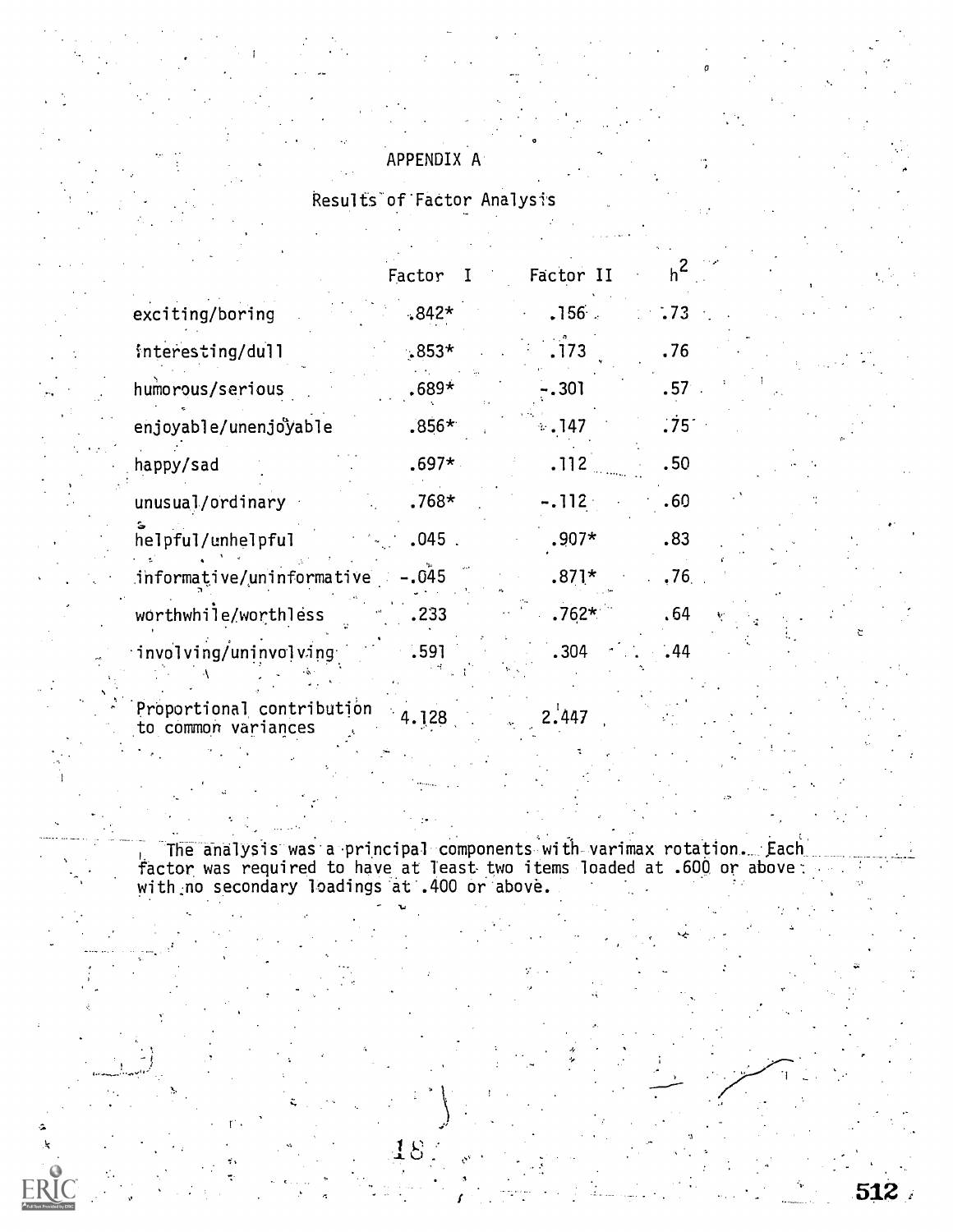# APPENDIX A

## Results of Factor Analysis

| | Factor I | Factor II | $h^2$ |
|---|---|---|---|
| exciting/boring | .842* | .156 | .73 |
| interesting/dull | .853* | .173 | .76 |
| humorous/serious | .689* | -.301 | .57 |
| enjoyable/unenjoyable | .856* | .147 | .75 |
| happy/sad | .697* | .112 | .50 |
| unusual/ordinary | .768* | -.112 | .60 |
| helpful/unhelpful | .045 | .907* | .83 |
| informative/uninformative | -.045 | .871* | .76 |
| worthwhile/worthless | .233 | .762* | .64 |
| involving/uninvolving | .591 | .304 | .44 |
| Proportional contribution to common variances | 4.128 | 2.447 | |

The analysis was a principal components with varimax rotation. Each factor was required to have at least two items loaded at .600 or above with no secondary loadings at .400 or above.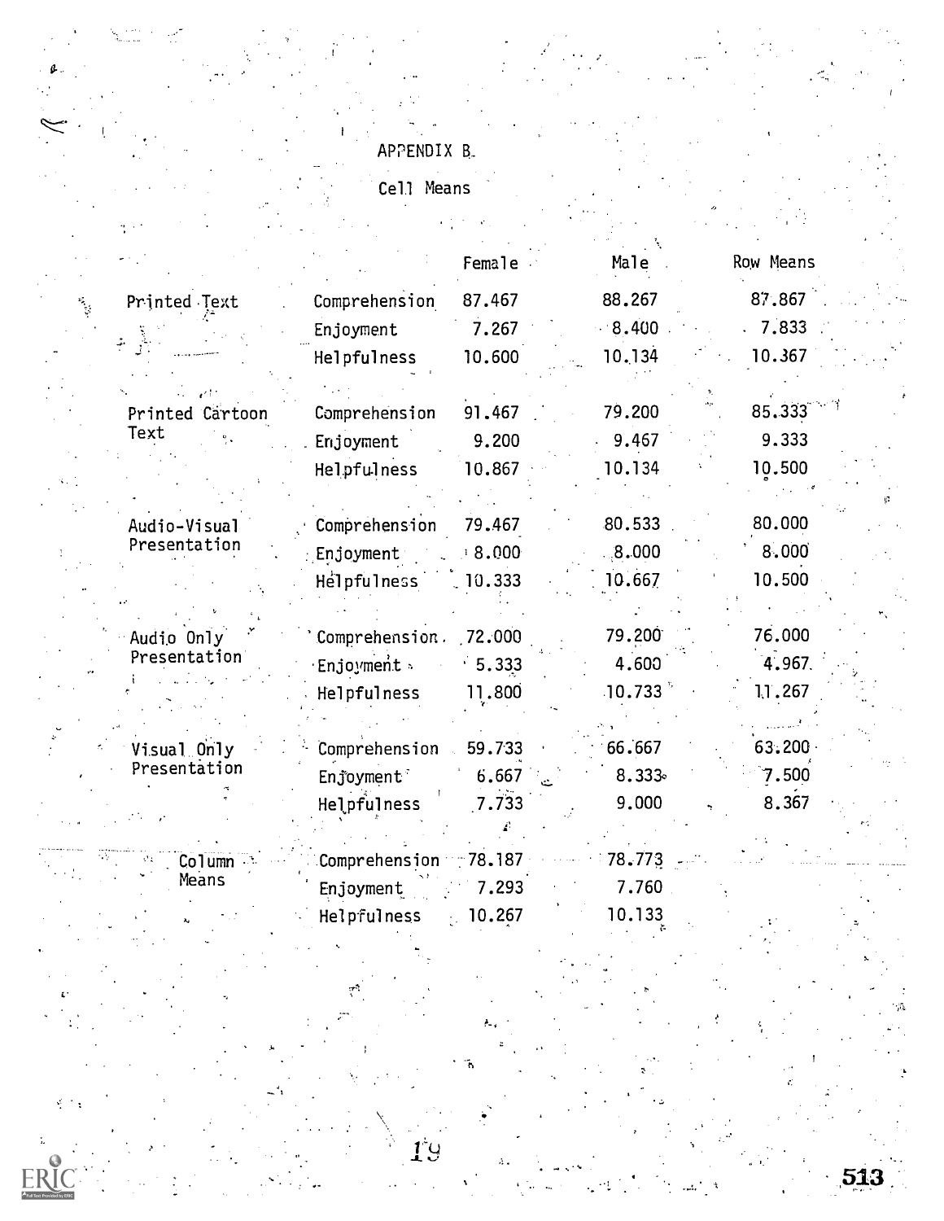# APPENDIX B

## Cell Means

| | | Female | Male | Row Means |
|---|---|---|---|---|
| Printed Text | Comprehension | 87.467 | 88.267 | 87.867 |
| | Enjoyment | 7.267 | 8.400 | 7.833 |
| | Helpfulness | 10.600 | 10.134 | 10.367 |
| Printed Cartoon Text | Comprehension | 91.467 | 79.200 | 85.333 |
| | Enjoyment | 9.200 | 9.467 | 9.333 |
| | Helpfulness | 10.867 | 10.134 | 10.500 |
| Audio-Visual Presentation | Comprehension | 79.467 | 80.533 | 80.000 |
| | Enjoyment | 8.000 | 8.000 | 8.000 |
| | Helpfulness | 10.333 | 10.667 | 10.500 |
| Audio Only Presentation | Comprehension | 72.000 | 79.200 | 76.000 |
| | Enjoyment | 5.333 | 4.600 | 4.967 |
| | Helpfulness | 11.800 | 10.733 | 11.267 |
| Visual Only Presentation | Comprehension | 59.733 | 66.667 | 63.200 |
| | Enjoyment | 6.667 | 8.333 | 7.500 |
| | Helpfulness | 7.733 | 9.000 | 8.367 |
| Column Means | Comprehension | 78.187 | 78.773 | |
| | Enjoyment | 7.293 | 7.760 | |
| | Helpfulness | 10.267 | 10.133 | |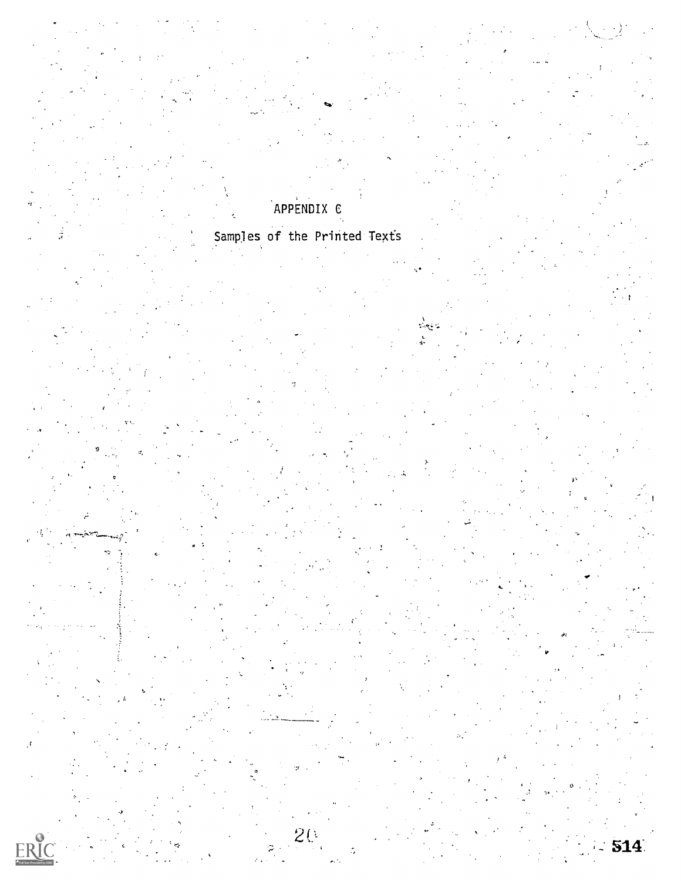# APPENDIX C

## Samples of the Printed Texts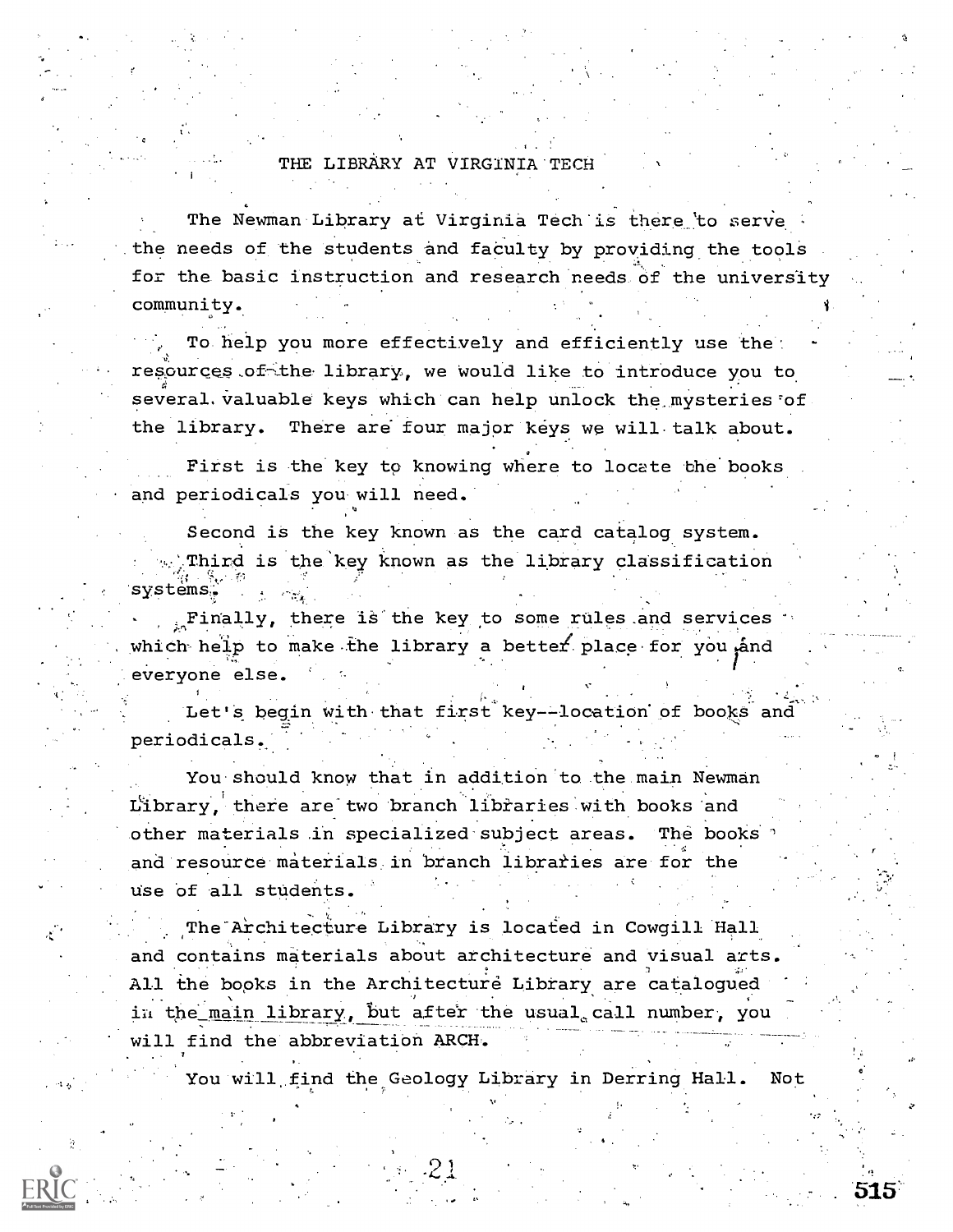# THE LIBRARY AT VIRGINIA TECH

The Newman Library at Virginia Tech is there to serve the needs of the students and faculty by providing the tools for the basic instruction and research needs of the university community.

To help you more effectively and efficiently use the resources of the library, we would like to introduce you to several valuable keys which can help unlock the mysteries of the library. There are four major keys we will talk about.

First is the key to knowing where to locate the books and periodicals you will need.

Second is the key known as the card catalog system.

Third is the key known as the library classification systems.

Finally, there is the key to some rules and services which help to make the library a better place for you and everyone else.

Let's begin with that first key--location of books and periodicals.

You should know that in addition to the main Newman Library, there are two branch libraries with books and other materials in specialized subject areas. The books and resource materials in branch libraries are for the use of all students.

The Architecture Library is located in Cowgill Hall and contains materials about architecture and visual arts. All the books in the Architecture Library are catalogued in the main library, but after the usual call number, you will find the abbreviation ARCH.

You will find the Geology Library in Derring Hall. Not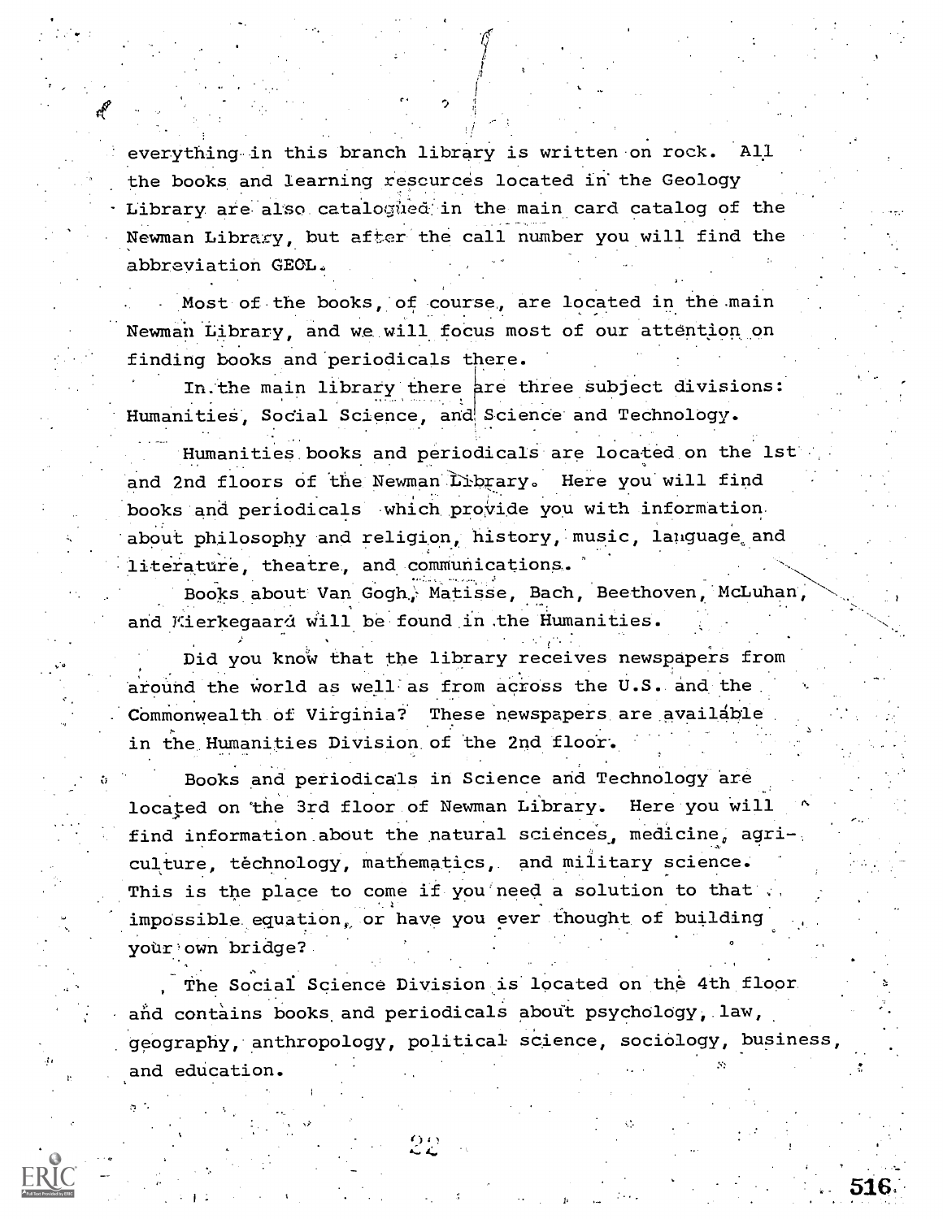everything in this branch library is written on rock. All the books and learning resources located in the Geology Library are also catalogued in the main card catalog of the Newman Library, but after the call number you will find the abbreviation GEOL.

Most of the books, of course, are located in the main Newman Library, and we will focus most of our attention on finding books and periodicals there.

In the main library there are three subject divisions: Humanities, Social Science, and Science and Technology.

Humanities books and periodicals are located on the 1st and 2nd floors of the Newman Library. Here you will find books and periodicals which provide you with information about philosophy and religion, history, music, language and literature, theatre, and communications.

Books about Van Gogh, Matisse, Bach, Beethoven, McLuhan, and Kierkegaard will be found in the Humanities.

Did you know that the library receives newspapers from around the world as well as from across the U.S. and the Commonwealth of Virginia? These newspapers are available in the Humanities Division of the 2nd floor.

Books and periodicals in Science and Technology are located on the 3rd floor of Newman Library. Here you will find information about the natural sciences, medicine, agriculture, technology, mathematics, and military science. This is the place to come if you need a solution to that impossible equation, or have you ever thought of building your own bridge?

The Social Science Division is located on the 4th floor and contains books and periodicals about psychology, law, geography, anthropology, political science, sociology, business, and education.